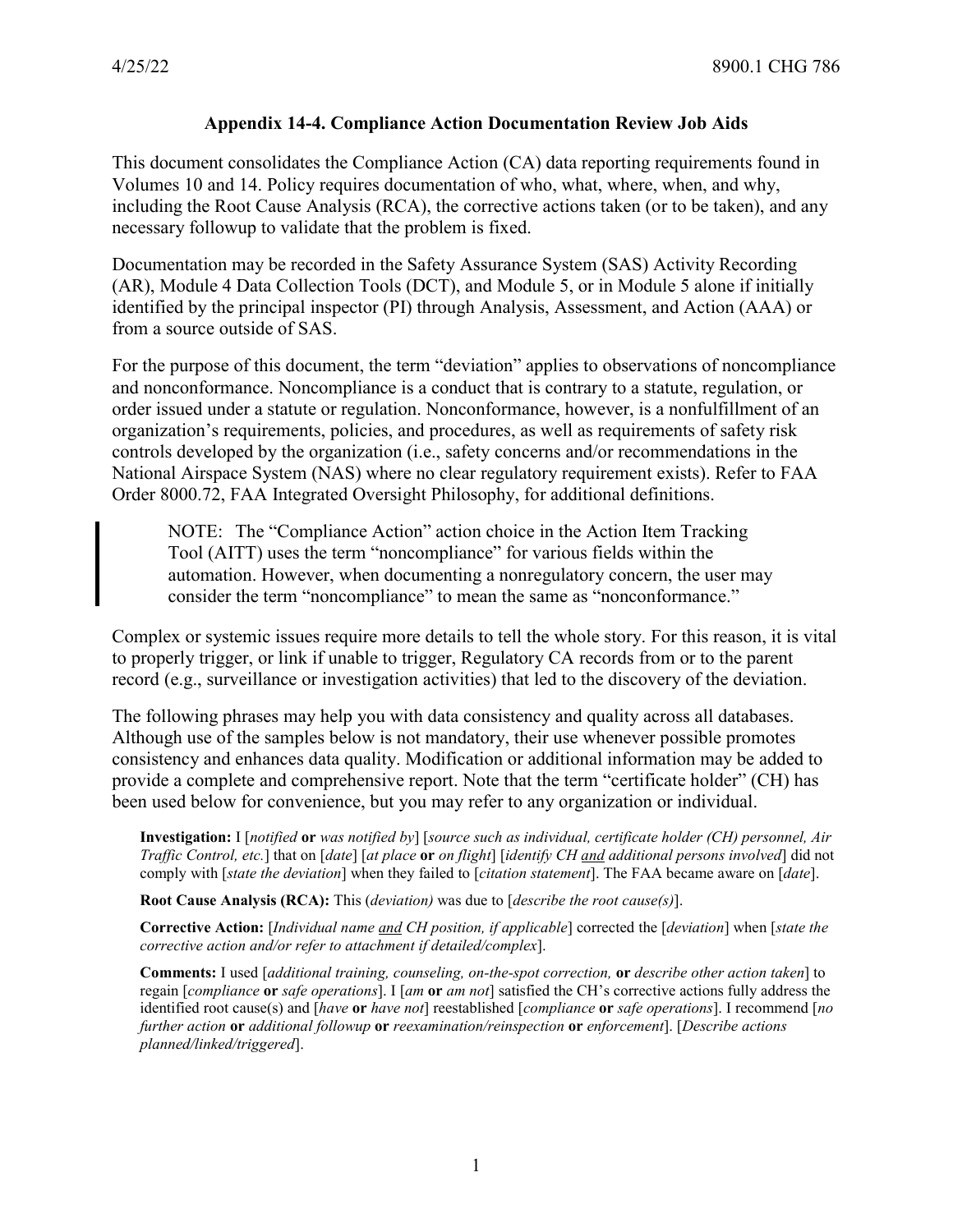# Appendix 14-4. Compliance Action Documentation Review Job Aids

This document consolidates the Compliance Action (CA) data reporting requirements found in Volumes 10 and 14. Policy requires documentation of who, what, where, when, and why, including the Root Cause Analysis (RCA), the corrective actions taken (or to be taken), and any necessary followup to validate that the problem is fixed.

Documentation may be recorded in the Safety Assurance System (SAS) Activity Recording (AR), Module 4 Data Collection Tools (DCT), and Module 5, or in Module 5 alone if initially identified by the principal inspector (PI) through Analysis, Assessment, and Action (AAA) or from a source outside of SAS.

For the purpose of this document, the term "deviation" applies to observations of noncompliance and nonconformance. Noncompliance is a conduct that is contrary to a statute, regulation, or order issued under a statute or regulation. Nonconformance, however, is a nonfulfillment of an organization's requirements, policies, and procedures, as well as requirements of safety risk controls developed by the organization (i.e., safety concerns and/or recommendations in the National Airspace System (NAS) where no clear regulatory requirement exists). Refer to FAA Order 8000.72, FAA Integrated Oversight Philosophy, for additional definitions.

> NOTE: The "Compliance Action" action choice in the Action Item Tracking Tool (AITT) uses the term "noncompliance" for various fields within the automation. However, when documenting a nonregulatory concern, the user may consider the term "noncompliance" to mean the same as "nonconformance."

Complex or systemic issues require more details to tell the whole story. For this reason, it is vital to properly trigger, or link if unable to trigger, Regulatory CA records from or to the parent record (e.g., surveillance or investigation activities) that led to the discovery of the deviation.

The following phrases may help you with data consistency and quality across all databases. Although use of the samples below is not mandatory, their use whenever possible promotes consistency and enhances data quality. Modification or additional information may be added to provide a complete and comprehensive report. Note that the term "certificate holder" (CH) has been used below for convenience, but you may refer to any organization or individual.

**Investigation:** I [*notified* **or** *was notified by*] [*source such as individual, certificate holder (CH) personnel, Air Traffic Control, etc.*] that on [*date*] [*at place* **or** *on flight*] [*identify CH and additional persons involved*] did not comply with [*state the deviation*] when they failed to [*citation statement*]. The FAA became aware on [*date*].

**Root Cause Analysis (RCA):** This (*deviation*) was due to [*describe the root cause(s)*].

**Corrective Action:** [*Individual name and CH position, if applicable*] corrected the [*deviation*] when [*state the corrective action and/or refer to attachment if detailed/complex*].

**Comments:** I used [*additional training, counseling, on-the-spot correction,* **or** *describe other action taken*] to regain [*compliance* **or** *safe operations*]. I [*am* **or** *am not*] satisfied the CH's corrective actions fully address the identified root cause(s) and [*have* **or** *have not*] reestablished [*compliance* **or** *safe operations*]. I recommend [*no further action* **or** *additional followup* **or** *reexamination/reinspection* **or** *enforcement*]. [*Describe actions planned/linked/triggered*].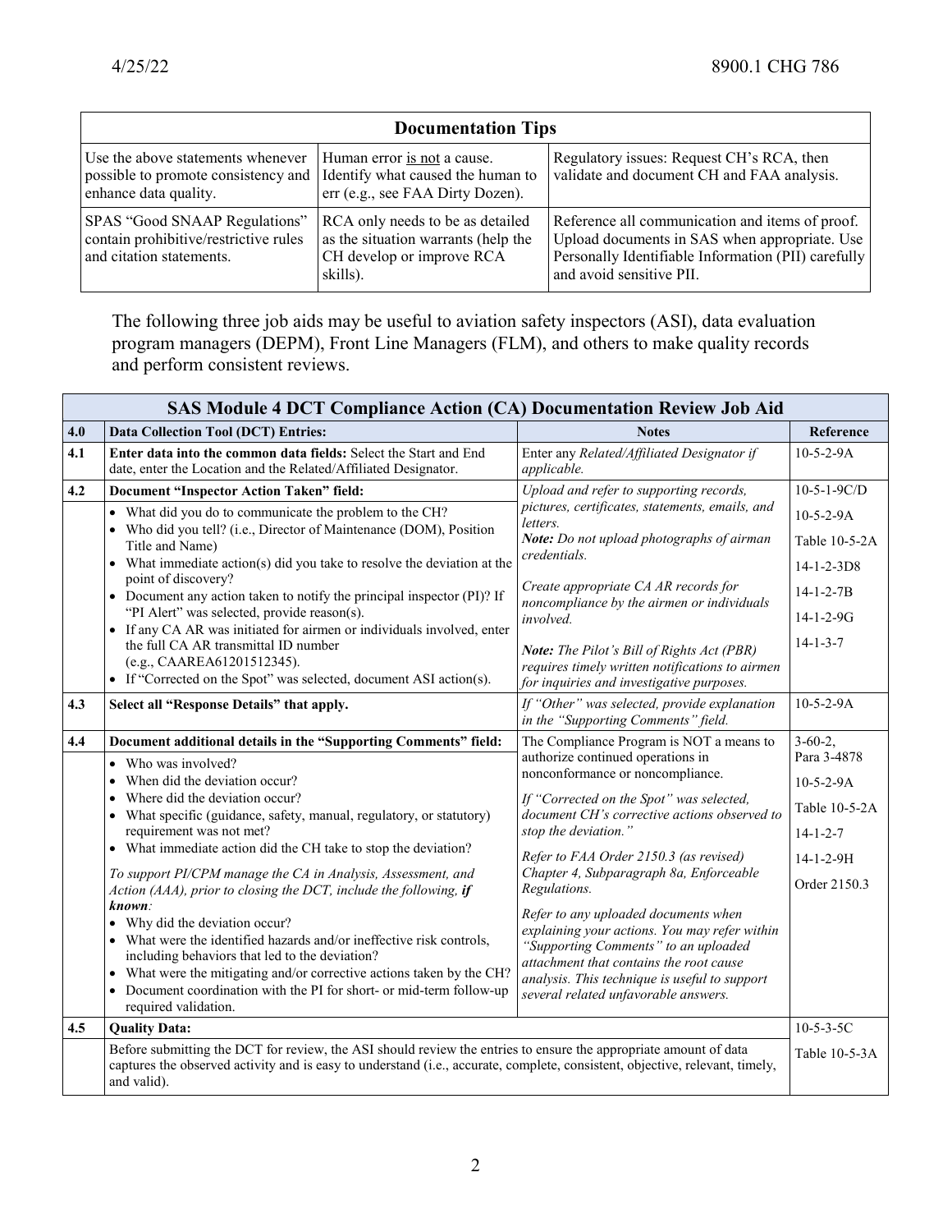| Documentation Tips | | |
|---|---|---|
| Use the above statements whenever possible to promote consistency and enhance data quality. | Human error is not a cause. Identify what caused the human to err (e.g., see FAA Dirty Dozen). | Regulatory issues: Request CH's RCA, then validate and document CH and FAA analysis. |
| SPAS "Good SNAAP Regulations" contain prohibitive/restrictive rules and citation statements. | RCA only needs to be as detailed as the situation warrants (help the CH develop or improve RCA skills). | Reference all communication and items of proof. Upload documents in SAS when appropriate. Use Personally Identifiable Information (PII) carefully and avoid sensitive PII. |

The following three job aids may be useful to aviation safety inspectors (ASI), data evaluation program managers (DEPM), Front Line Managers (FLM), and others to make quality records and perform consistent reviews.

| SAS Module 4 DCT Compliance Action (CA) Documentation Review Job Aid | | | |
|---|---|---|---|
| **4.0** | **Data Collection Tool (DCT) Entries:** | **Notes** | **Reference** |
| **4.1** | **Enter data into the common data fields:** Select the Start and End date, enter the Location and the Related/Affiliated Designator. | *Enter any Related/Affiliated Designator if applicable.* | 10-5-2-9A |
| **4.2** | **Document "Inspector Action Taken" field:**<br>• What did you do to communicate the problem to the CH?<br>• Who did you tell? (i.e., Director of Maintenance (DOM), Position Title and Name)<br>• What immediate action(s) did you take to resolve the deviation at the point of discovery?<br>• Document any action taken to notify the principal inspector (PI)? If "PI Alert" was selected, provide reason(s).<br>• If any CA AR was initiated for airmen or individuals involved, enter the full CA AR transmittal ID number (e.g., CAAREA61201512345).<br>• If "Corrected on the Spot" was selected, document ASI action(s). | *Upload and refer to supporting records, pictures, certificates, statements, emails, and letters.*<br>***Note:** Do not upload photographs of airman credentials.*<br><br>*Create appropriate CA AR records for noncompliance by the airmen or individuals involved.*<br><br>***Note:** The Pilot's Bill of Rights Act (PBR) requires timely written notifications to airmen for inquiries and investigative purposes.* | 10-5-1-9C/D<br>10-5-2-9A<br>Table 10-5-2A<br>14-1-2-3D8<br>14-1-2-7B<br>14-1-2-9G<br>14-1-3-7 |
| **4.3** | **Select all "Response Details" that apply.** | *If "Other" was selected, provide explanation in the "Supporting Comments" field.* | 10-5-2-9A |
| **4.4** | **Document additional details in the "Supporting Comments" field:**<br>• Who was involved?<br>• When did the deviation occur?<br>• Where did the deviation occur?<br>• What specific (guidance, safety, manual, regulatory, or statutory) requirement was not met?<br>• What immediate action did the CH take to stop the deviation?<br><br>*To support PI/CPM manage the CA in Analysis, Assessment, and Action (AAA), prior to closing the DCT, include the following, **if known**:*<br>• Why did the deviation occur?<br>• What were the identified hazards and/or ineffective risk controls, including behaviors that led to the deviation?<br>• What were the mitigating and/or corrective actions taken by the CH?<br>• Document coordination with the PI for short- or mid-term follow-up required validation. | The Compliance Program is NOT a means to authorize continued operations in nonconformance or noncompliance.<br><br>*If "Corrected on the Spot" was selected, document CH's corrective actions observed to stop the deviation."*<br><br>*Refer to FAA Order 2150.3 (as revised) Chapter 4, Subparagraph 8a, Enforceable Regulations.*<br><br>*Refer to any uploaded documents when explaining your actions. You may refer within "Supporting Comments" to an uploaded attachment that contains the root cause analysis. This technique is useful to support several related unfavorable answers.* | 3-60-2, Para 3-4878<br>10-5-2-9A<br>Table 10-5-2A<br>14-1-2-7<br>14-1-2-9H<br>Order 2150.3 |
| **4.5** | **Quality Data:**<br>Before submitting the DCT for review, the ASI should review the entries to ensure the appropriate amount of data captures the observed activity and is easy to understand (i.e., accurate, complete, consistent, objective, relevant, timely, and valid). | | 10-5-3-5C<br>Table 10-5-3A |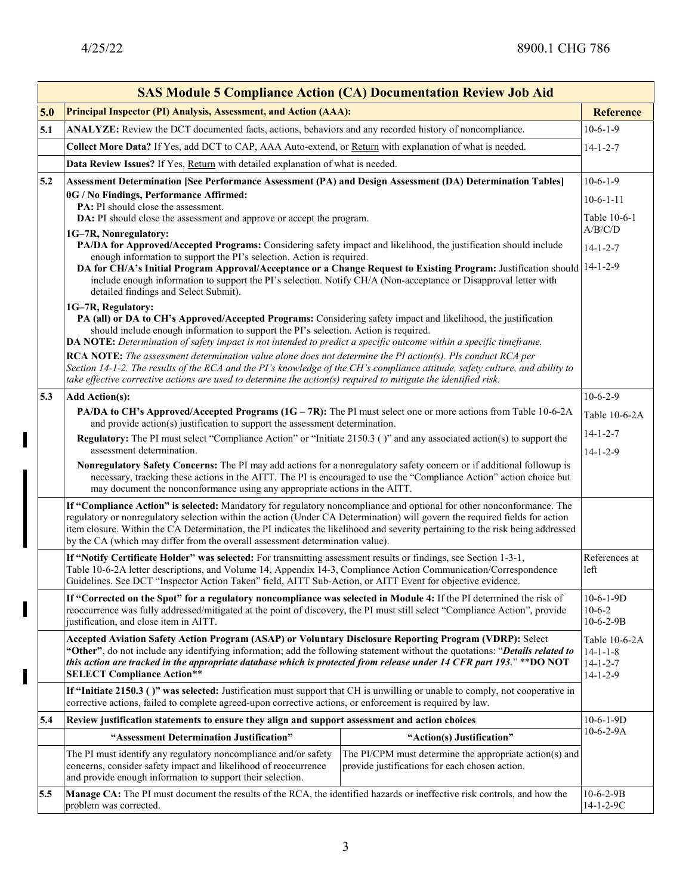| SAS Module 5 Compliance Action (CA) Documentation Review Job Aid | | | |
|---|---|---|---|
| **5.0** | **Principal Inspector (PI) Analysis, Assessment, and Action (AAA):** | | **Reference** |
| **5.1** | **ANALYZE:** Review the DCT documented facts, actions, behaviors and any recorded history of noncompliance. | | 10-6-1-9 |
| | **Collect More Data?** If Yes, add DCT to CAP, AAA Auto-extend, or Return with explanation of what is needed. | | 14-1-2-7 |
| | **Data Review Issues?** If Yes, Return with detailed explanation of what is needed. | | |
| **5.2** | **Assessment Determination [See Performance Assessment (PA) and Design Assessment (DA) Determination Tables]**<br>**0G / No Findings, Performance Affirmed:**<br>**PA:** PI should close the assessment.<br>**DA:** PI should close the assessment and approve or accept the program.<br>**1G–7R, Nonregulatory:**<br>**PA/DA for Approved/Accepted Programs:** Considering safety impact and likelihood, the justification should include enough information to support the PI's selection. Action is required.<br>**DA for CH/A's Initial Program Approval/Acceptance or a Change Request to Existing Program:** Justification should include enough information to support the PI's selection. Notify CH/A (Non-acceptance or Disapproval letter with detailed findings and Select Submit).<br>**1G–7R, Regulatory:**<br>**PA (all) or DA to CH's Approved/Accepted Programs:** Considering safety impact and likelihood, the justification should include enough information to support the PI's selection. Action is required.<br>**DA NOTE:** *Determination of safety impact is not intended to predict a specific outcome within a specific timeframe.*<br>**RCA NOTE:** *The assessment determination value alone does not determine the PI action(s). PIs conduct RCA per Section 14-1-2. The results of the RCA and the PI's knowledge of the CH's compliance attitude, safety culture, and ability to take effective corrective actions are used to determine the action(s) required to mitigate the identified risk.* | | 10-6-1-9<br>10-6-1-11<br>Table 10-6-1 A/B/C/D<br>14-1-2-7<br>14-1-2-9 |
| **5.3** | **Add Action(s):**<br>**PA/DA to CH's Approved/Accepted Programs (1G – 7R):** The PI must select one or more actions from Table 10-6-2A and provide action(s) justification to support the assessment determination.<br>**Regulatory:** The PI must select "Compliance Action" or "Initiate 2150.3 ( )" and any associated action(s) to support the assessment determination.<br>**Nonregulatory Safety Concerns:** The PI may add actions for a nonregulatory safety concern or if additional followup is necessary, tracking these actions in the AITT. The PI is encouraged to use the "Compliance Action" action choice but may document the nonconformance using any appropriate actions in the AITT. | | 10-6-2-9<br>Table 10-6-2A<br>14-1-2-7<br>14-1-2-9 |
| | **If "Compliance Action" is selected:** Mandatory for regulatory noncompliance and optional for other nonconformance. The regulatory or nonregulatory selection within the action (Under CA Determination) will govern the required fields for action item closure. Within the CA Determination, the PI indicates the likelihood and severity pertaining to the risk being addressed by the CA (which may differ from the overall assessment determination value). | | |
| | **If "Notify Certificate Holder" was selected:** For transmitting assessment results or findings, see Section 1-3-1, Table 10-6-2A letter descriptions, and Volume 14, Appendix 14-3, Compliance Action Communication/Correspondence Guidelines. See DCT "Inspector Action Taken" field, AITT Sub-Action, or AITT Event for objective evidence. | | References at left |
| | **If "Corrected on the Spot" for a regulatory noncompliance was selected in Module 4:** If the PI determined the risk of reoccurrence was fully addressed/mitigated at the point of discovery, the PI must still select "Compliance Action", provide justification, and close item in AITT. | | 10-6-1-9D<br>10-6-2<br>10-6-2-9B |
| | **Accepted Aviation Safety Action Program (ASAP) or Voluntary Disclosure Reporting Program (VDRP):** Select **"Other"**, do not include any identifying information; add the following statement without the quotations: "***Details related to this action are tracked in the appropriate database which is protected from release under 14 CFR part 193***." **DO NOT SELECT Compliance Action** | | Table 10-6-2A<br>14-1-1-8<br>14-1-2-7<br>14-1-2-9 |
| | **If "Initiate 2150.3 ( )" was selected:** Justification must support that CH is unwilling or unable to comply, not cooperative in corrective actions, failed to complete agreed-upon corrective actions, or enforcement is required by law. | | |
| **5.4** | **Review justification statements to ensure they align and support assessment and action choices** | | 10-6-1-9D<br>10-6-2-9A |
| | **"Assessment Determination Justification"** | **"Action(s) Justification"** | |
| | The PI must identify any regulatory noncompliance and/or safety concerns, consider safety impact and likelihood of reoccurrence and provide enough information to support their selection. | The PI/CPM must determine the appropriate action(s) and provide justifications for each chosen action. | |
| **5.5** | **Manage CA:** The PI must document the results of the RCA, the identified hazards or ineffective risk controls, and how the problem was corrected. | | 10-6-2-9B<br>14-1-2-9C |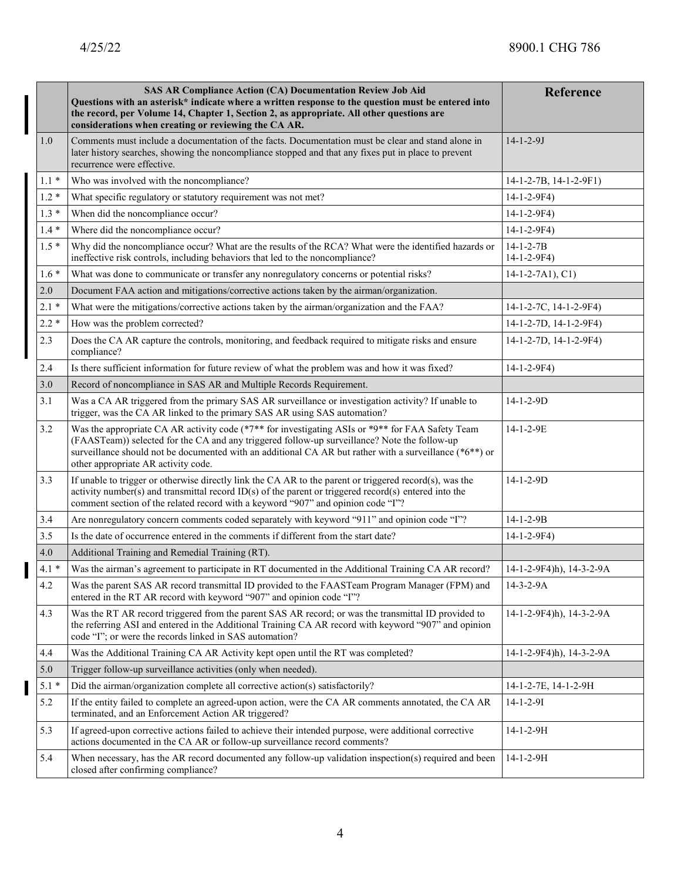| | **SAS AR Compliance Action (CA) Documentation Review Job Aid** **Questions with an asterisk* indicate where a written response to the question must be entered into the record, per Volume 14, Chapter 1, Section 2, as appropriate. All other questions are considerations when creating or reviewing the CA AR.** | **Reference** |
|---|---|---|
| 1.0 | Comments must include a documentation of the facts. Documentation must be clear and stand alone in later history searches, showing the noncompliance stopped and that any fixes put in place to prevent recurrence were effective. | 14-1-2-9J |
| 1.1 * | Who was involved with the noncompliance? | 14-1-2-7B, 14-1-2-9F1) |
| 1.2 * | What specific regulatory or statutory requirement was not met? | 14-1-2-9F4) |
| 1.3 * | When did the noncompliance occur? | 14-1-2-9F4) |
| 1.4 * | Where did the noncompliance occur? | 14-1-2-9F4) |
| 1.5 * | Why did the noncompliance occur? What are the results of the RCA? What were the identified hazards or ineffective risk controls, including behaviors that led to the noncompliance? | 14-1-2-7B 14-1-2-9F4) |
| 1.6 * | What was done to communicate or transfer any nonregulatory concerns or potential risks? | 14-1-2-7A1), C1) |
| 2.0 | Document FAA action and mitigations/corrective actions taken by the airman/organization. | |
| 2.1 * | What were the mitigations/corrective actions taken by the airman/organization and the FAA? | 14-1-2-7C, 14-1-2-9F4) |
| 2.2 * | How was the problem corrected? | 14-1-2-7D, 14-1-2-9F4) |
| 2.3 | Does the CA AR capture the controls, monitoring, and feedback required to mitigate risks and ensure compliance? | 14-1-2-7D, 14-1-2-9F4) |
| 2.4 | Is there sufficient information for future review of what the problem was and how it was fixed? | 14-1-2-9F4) |
| 3.0 | Record of noncompliance in SAS AR and Multiple Records Requirement. | |
| 3.1 | Was a CA AR triggered from the primary SAS AR surveillance or investigation activity? If unable to trigger, was the CA AR linked to the primary SAS AR using SAS automation? | 14-1-2-9D |
| 3.2 | Was the appropriate CA AR activity code (*7** for investigating ASIs or *9** for FAA Safety Team (FAASTeam)) selected for the CA and any triggered follow-up surveillance? Note the follow-up surveillance should not be documented with an additional CA AR but rather with a surveillance (*6**) or other appropriate AR activity code. | 14-1-2-9E |
| 3.3 | If unable to trigger or otherwise directly link the CA AR to the parent or triggered record(s), was the activity number(s) and transmittal record ID(s) of the parent or triggered record(s) entered into the comment section of the related record with a keyword "907" and opinion code "I"? | 14-1-2-9D |
| 3.4 | Are nonregulatory concern comments coded separately with keyword "911" and opinion code "I"? | 14-1-2-9B |
| 3.5 | Is the date of occurrence entered in the comments if different from the start date? | 14-1-2-9F4) |
| 4.0 | Additional Training and Remedial Training (RT). | |
| 4.1 * | Was the airman's agreement to participate in RT documented in the Additional Training CA AR record? | 14-1-2-9F4)h), 14-3-2-9A |
| 4.2 | Was the parent SAS AR record transmittal ID provided to the FAASTeam Program Manager (FPM) and entered in the RT AR record with keyword "907" and opinion code "I"? | 14-3-2-9A |
| 4.3 | Was the RT AR record triggered from the parent SAS AR record; or was the transmittal ID provided to the referring ASI and entered in the Additional Training CA AR record with keyword "907" and opinion code "I"; or were the records linked in SAS automation? | 14-1-2-9F4)h), 14-3-2-9A |
| 4.4 | Was the Additional Training CA AR Activity kept open until the RT was completed? | 14-1-2-9F4)h), 14-3-2-9A |
| 5.0 | Trigger follow-up surveillance activities (only when needed). | |
| 5.1 * | Did the airman/organization complete all corrective action(s) satisfactorily? | 14-1-2-7E, 14-1-2-9H |
| 5.2 | If the entity failed to complete an agreed-upon action, were the CA AR comments annotated, the CA AR terminated, and an Enforcement Action AR triggered? | 14-1-2-9I |
| 5.3 | If agreed-upon corrective actions failed to achieve their intended purpose, were additional corrective actions documented in the CA AR or follow-up surveillance record comments? | 14-1-2-9H |
| 5.4 | When necessary, has the AR record documented any follow-up validation inspection(s) required and been closed after confirming compliance? | 14-1-2-9H |